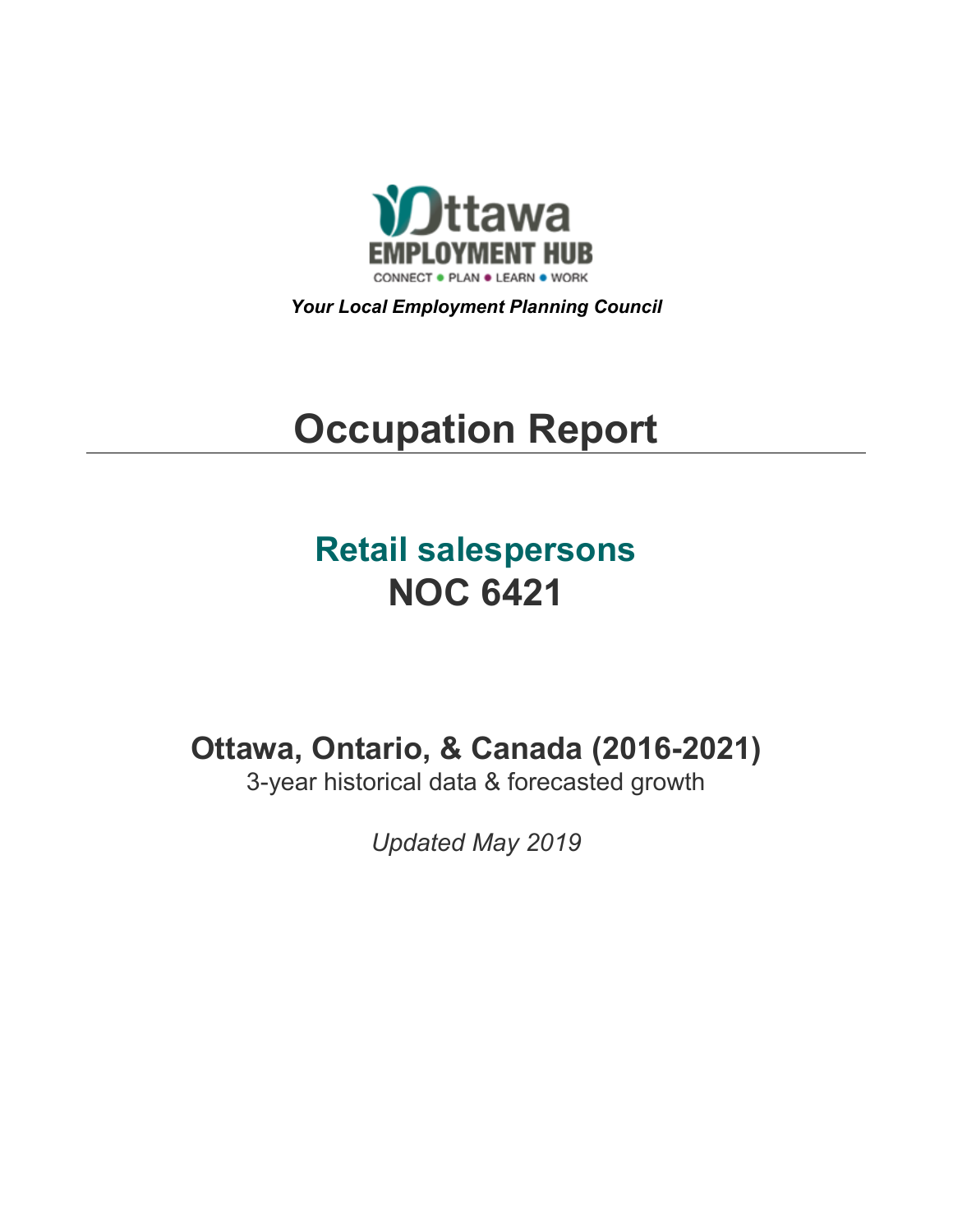Ottawa
EMPLOYMENT HUB
CONNECT • PLAN • LEARN • WORK

***Your Local Employment Planning Council***

# Occupation Report

## Retail salespersons
## NOC 6421

### Ottawa, Ontario, & Canada (2016-2021)

3-year historical data & forecasted growth

*Updated May 2019*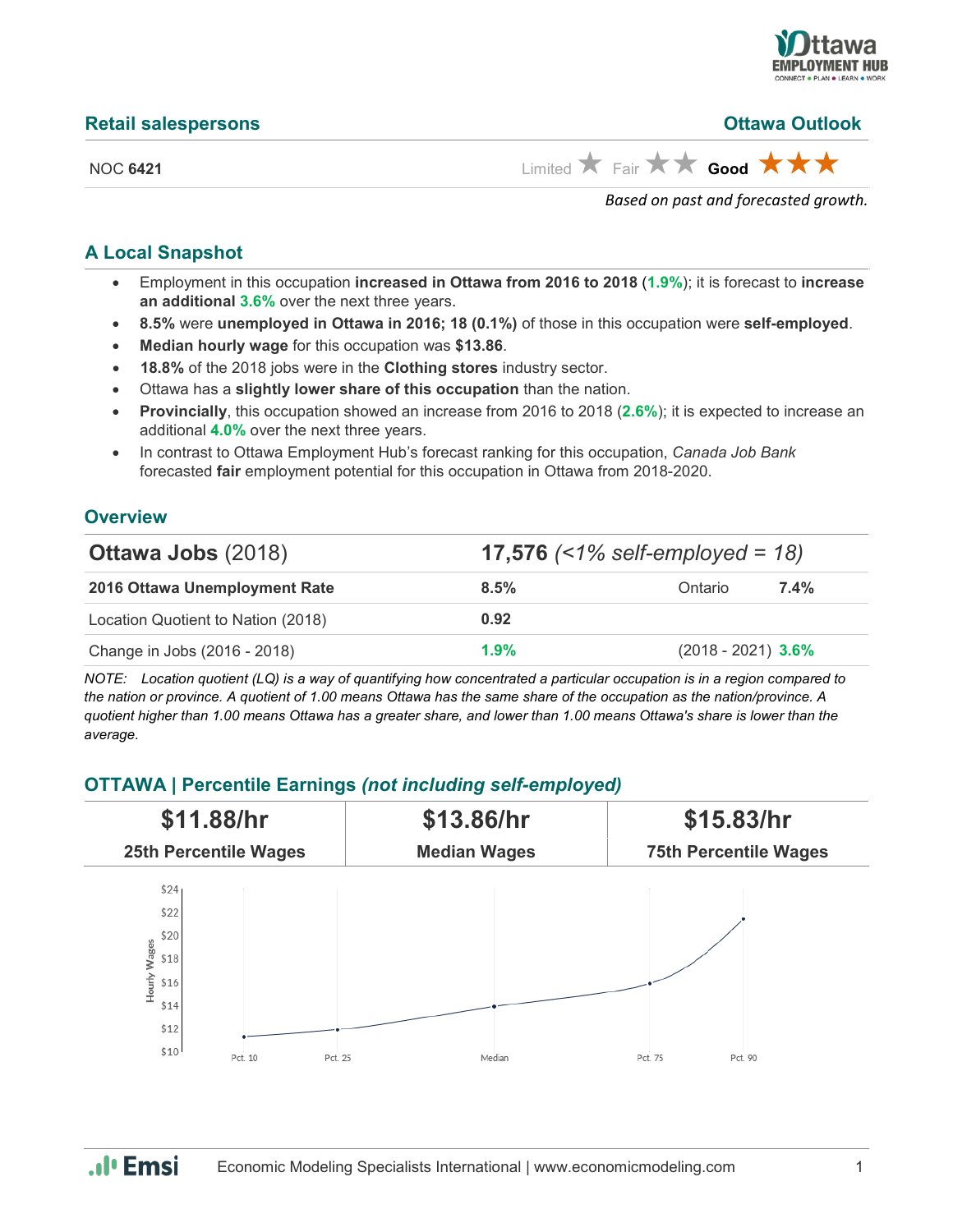## Retail salespersons

## Ottawa Outlook

NOC **6421**

Limited ★ Fair ★★ **Good** ★★★

*Based on past and forecasted growth.*

## A Local Snapshot

- Employment in this occupation **increased in Ottawa from 2016 to 2018** (**1.9%**); it is forecast to **increase an additional 3.6%** over the next three years.
- **8.5%** were **unemployed in Ottawa in 2016; 18 (0.1%)** of those in this occupation were **self-employed**.
- **Median hourly wage** for this occupation was **$13.86**.
- **18.8%** of the 2018 jobs were in the **Clothing stores** industry sector.
- Ottawa has a **slightly lower share of this occupation** than the nation.
- **Provincially**, this occupation showed an increase from 2016 to 2018 (**2.6%**); it is expected to increase an additional **4.0%** over the next three years.
- In contrast to Ottawa Employment Hub's forecast ranking for this occupation, *Canada Job Bank* forecasted **fair** employment potential for this occupation in Ottawa from 2018-2020.

## Overview

| **Ottawa Jobs** (2018) | **17,576** *(<1% self-employed = 18)* | | |
|---|---|---|---|
| **2016 Ottawa Unemployment Rate** | **8.5%** | Ontario | **7.4%** |
| Location Quotient to Nation (2018) | **0.92** | | |
| Change in Jobs (2016 - 2018) | **1.9%** | (2018 - 2021) | **3.6%** |

*NOTE: Location quotient (LQ) is a way of quantifying how concentrated a particular occupation is in a region compared to the nation or province. A quotient of 1.00 means Ottawa has the same share of the occupation as the nation/province. A quotient higher than 1.00 means Ottawa has a greater share, and lower than 1.00 means Ottawa's share is lower than the average.*

## OTTAWA | Percentile Earnings *(not including self-employed)*

| **$11.88/hr** | **$13.86/hr** | **$15.83/hr** |
|---|---|---|
| **25th Percentile Wages** | **Median Wages** | **75th Percentile Wages** |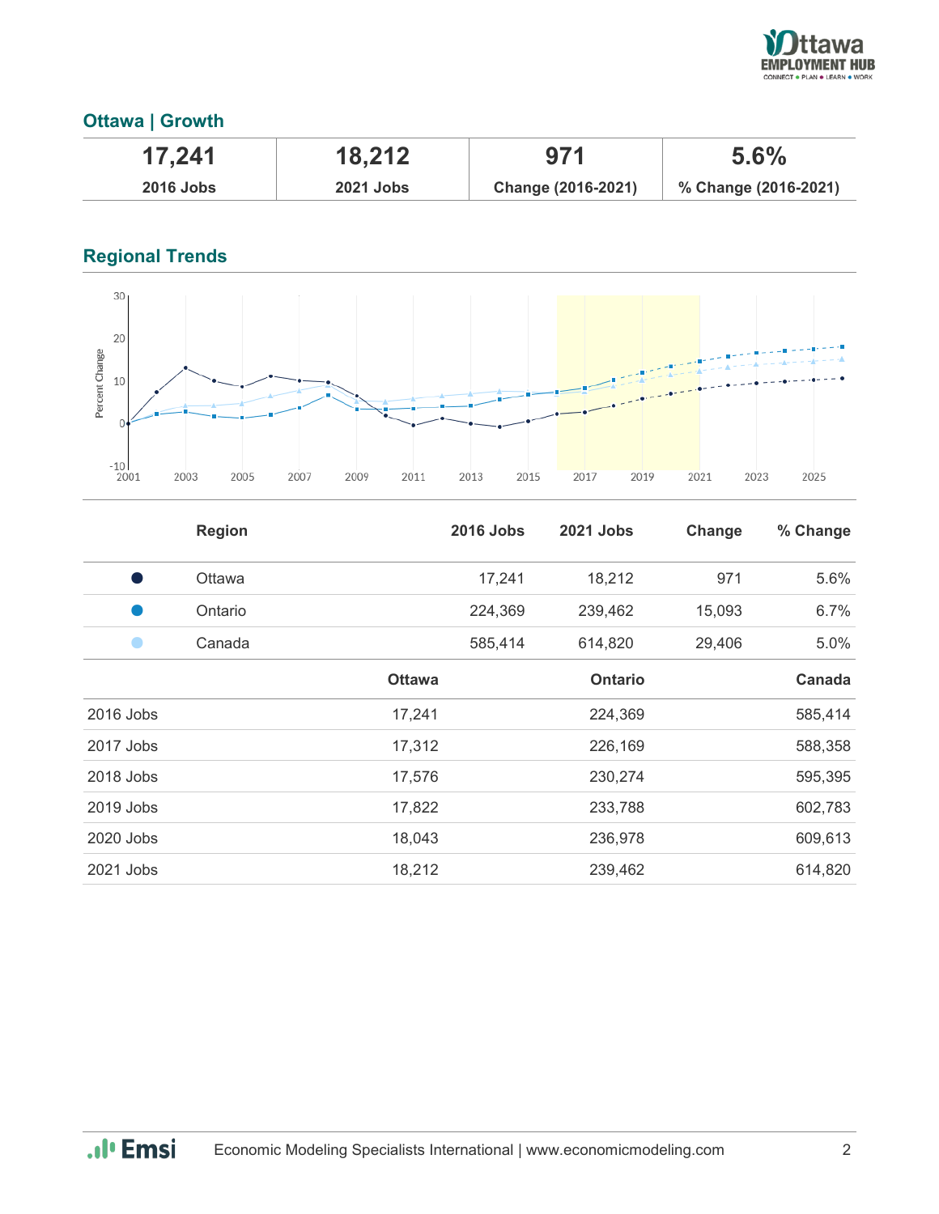## Ottawa | Growth

| 17,241 | 18,212 | 971 | 5.6% |
|---|---|---|---|
| 2016 Jobs | 2021 Jobs | Change (2016-2021) | % Change (2016-2021) |

## Regional Trends

| Region | 2016 Jobs | 2021 Jobs | Change | % Change |
|---|---|---|---|---|
| Ottawa | 17,241 | 18,212 | 971 | 5.6% |
| Ontario | 224,369 | 239,462 | 15,093 | 6.7% |
| Canada | 585,414 | 614,820 | 29,406 | 5.0% |

| | Ottawa | Ontario | Canada |
|---|---|---|---|
| 2016 Jobs | 17,241 | 224,369 | 585,414 |
| 2017 Jobs | 17,312 | 226,169 | 588,358 |
| 2018 Jobs | 17,576 | 230,274 | 595,395 |
| 2019 Jobs | 17,822 | 233,788 | 602,783 |
| 2020 Jobs | 18,043 | 236,978 | 609,613 |
| 2021 Jobs | 18,212 | 239,462 | 614,820 |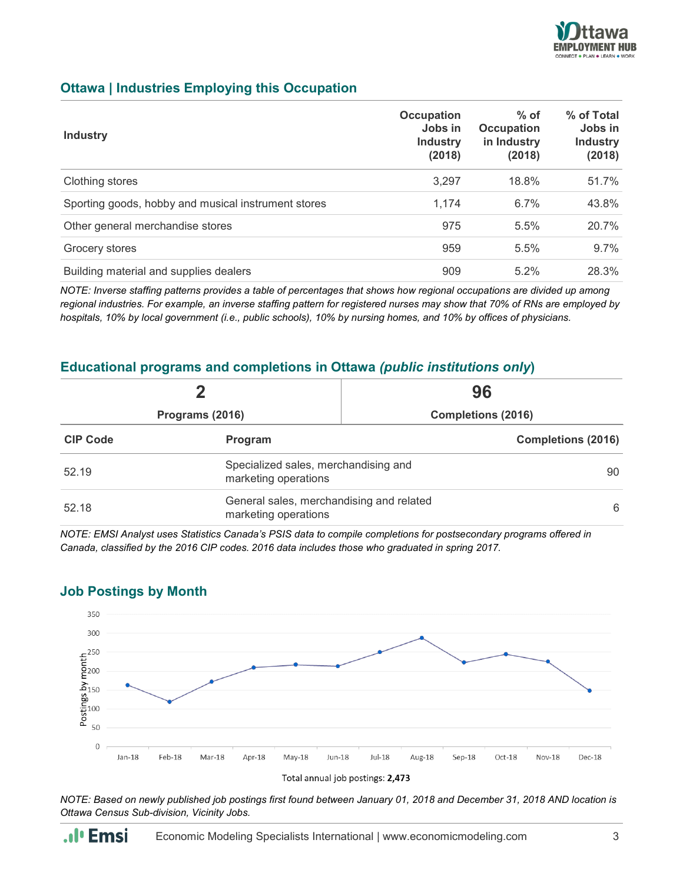## Ottawa | Industries Employing this Occupation

| Industry | Occupation Jobs in Industry (2018) | % of Occupation in Industry (2018) | % of Total Jobs in Industry (2018) |
|---|---|---|---|
| Clothing stores | 3,297 | 18.8% | 51.7% |
| Sporting goods, hobby and musical instrument stores | 1,174 | 6.7% | 43.8% |
| Other general merchandise stores | 975 | 5.5% | 20.7% |
| Grocery stores | 959 | 5.5% | 9.7% |
| Building material and supplies dealers | 909 | 5.2% | 28.3% |

*NOTE: Inverse staffing patterns provides a table of percentages that shows how regional occupations are divided up among regional industries. For example, an inverse staffing pattern for registered nurses may show that 70% of RNs are employed by hospitals, 10% by local government (i.e., public schools), 10% by nursing homes, and 10% by offices of physicians.*

## Educational programs and completions in Ottawa *(public institutions only)*

| 2 | 96 |
|---|---|
| Programs (2016) | Completions (2016) |

| CIP Code | Program | Completions (2016) |
|---|---|---|
| 52.19 | Specialized sales, merchandising and marketing operations | 90 |
| 52.18 | General sales, merchandising and related marketing operations | 6 |

*NOTE: EMSI Analyst uses Statistics Canada's PSIS data to compile completions for postsecondary programs offered in Canada, classified by the 2016 CIP codes. 2016 data includes those who graduated in spring 2017.*

## Job Postings by Month

Total annual job postings: **2,473**

*NOTE: Based on newly published job postings first found between January 01, 2018 and December 31, 2018 AND location is Ottawa Census Sub-division, Vicinity Jobs.*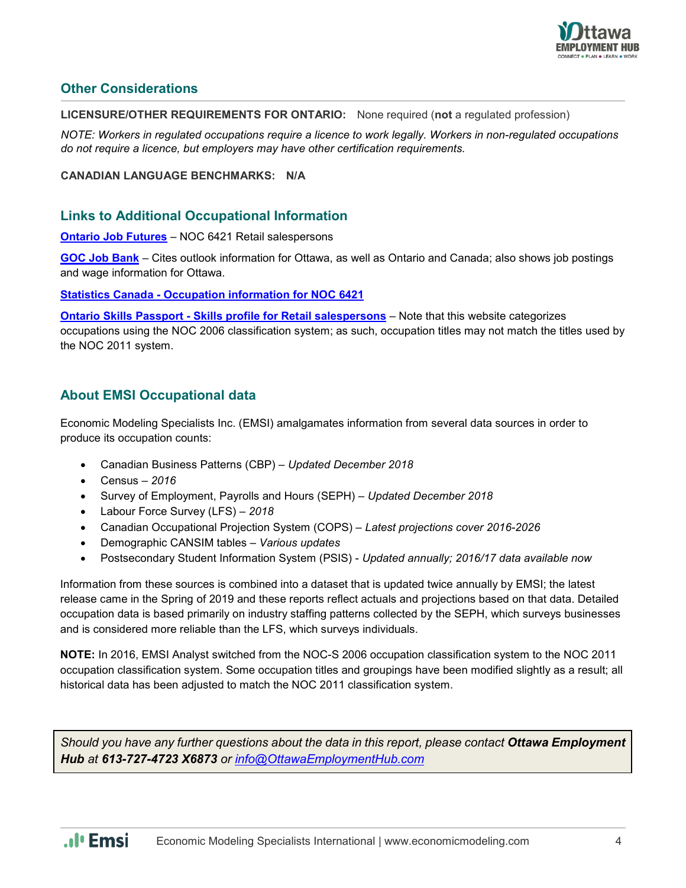## Other Considerations

**LICENSURE/OTHER REQUIREMENTS FOR ONTARIO:** None required (**not** a regulated profession)

*NOTE: Workers in regulated occupations require a licence to work legally. Workers in non-regulated occupations do not require a licence, but employers may have other certification requirements.*

**CANADIAN LANGUAGE BENCHMARKS: N/A**

## Links to Additional Occupational Information

**Ontario Job Futures** – NOC 6421 Retail salespersons

**GOC Job Bank** – Cites outlook information for Ottawa, as well as Ontario and Canada; also shows job postings and wage information for Ottawa.

**Statistics Canada - Occupation information for NOC 6421**

**Ontario Skills Passport - Skills profile for Retail salespersons** – Note that this website categorizes occupations using the NOC 2006 classification system; as such, occupation titles may not match the titles used by the NOC 2011 system.

## About EMSI Occupational data

Economic Modeling Specialists Inc. (EMSI) amalgamates information from several data sources in order to produce its occupation counts:

- Canadian Business Patterns (CBP) – *Updated December 2018*
- Census – *2016*
- Survey of Employment, Payrolls and Hours (SEPH) – *Updated December 2018*
- Labour Force Survey (LFS) – *2018*
- Canadian Occupational Projection System (COPS) – *Latest projections cover 2016-2026*
- Demographic CANSIM tables – *Various updates*
- Postsecondary Student Information System (PSIS) - *Updated annually; 2016/17 data available now*

Information from these sources is combined into a dataset that is updated twice annually by EMSI; the latest release came in the Spring of 2019 and these reports reflect actuals and projections based on that data. Detailed occupation data is based primarily on industry staffing patterns collected by the SEPH, which surveys businesses and is considered more reliable than the LFS, which surveys individuals.

**NOTE:** In 2016, EMSI Analyst switched from the NOC-S 2006 occupation classification system to the NOC 2011 occupation classification system. Some occupation titles and groupings have been modified slightly as a result; all historical data has been adjusted to match the NOC 2011 classification system.

*Should you have any further questions about the data in this report, please contact **Ottawa Employment Hub** at **613-727-4723 X6873** or info@OttawaEmploymentHub.com*